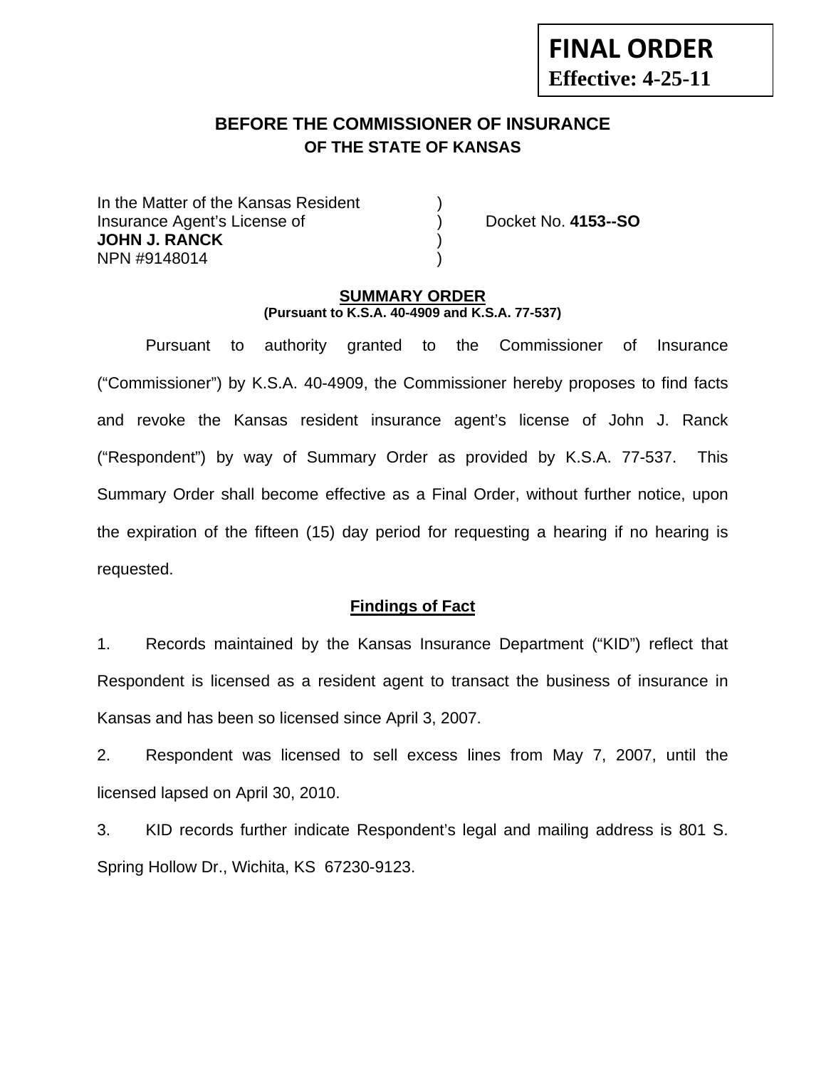**FINAL ORDER**
**Effective: 4-25-11**

# BEFORE THE COMMISSIONER OF INSURANCE
## OF THE STATE OF KANSAS

In the Matter of the Kansas Resident )
Insurance Agent's License of ) Docket No. **4153--SO**
**JOHN J. RANCK** )
NPN #9148014 )

**SUMMARY ORDER**
**(Pursuant to K.S.A. 40-4909 and K.S.A. 77-537)**

Pursuant to authority granted to the Commissioner of Insurance ("Commissioner") by K.S.A. 40-4909, the Commissioner hereby proposes to find facts and revoke the Kansas resident insurance agent's license of John J. Ranck ("Respondent") by way of Summary Order as provided by K.S.A. 77-537. This Summary Order shall become effective as a Final Order, without further notice, upon the expiration of the fifteen (15) day period for requesting a hearing if no hearing is requested.

**Findings of Fact**

1. Records maintained by the Kansas Insurance Department ("KID") reflect that Respondent is licensed as a resident agent to transact the business of insurance in Kansas and has been so licensed since April 3, 2007.

2. Respondent was licensed to sell excess lines from May 7, 2007, until the licensed lapsed on April 30, 2010.

3. KID records further indicate Respondent's legal and mailing address is 801 S. Spring Hollow Dr., Wichita, KS 67230-9123.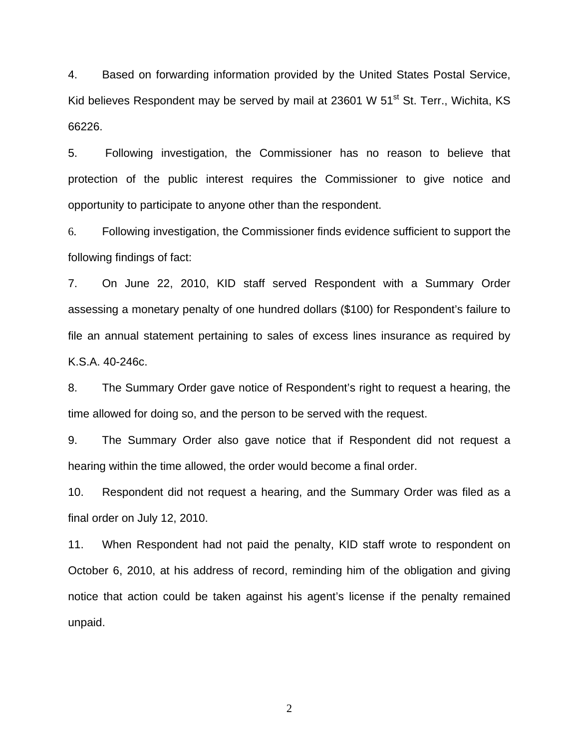4. Based on forwarding information provided by the United States Postal Service, Kid believes Respondent may be served by mail at 23601 W 51st St. Terr., Wichita, KS 66226.

5. Following investigation, the Commissioner has no reason to believe that protection of the public interest requires the Commissioner to give notice and opportunity to participate to anyone other than the respondent.

6. Following investigation, the Commissioner finds evidence sufficient to support the following findings of fact:

7. On June 22, 2010, KID staff served Respondent with a Summary Order assessing a monetary penalty of one hundred dollars ($100) for Respondent's failure to file an annual statement pertaining to sales of excess lines insurance as required by K.S.A. 40-246c.

8. The Summary Order gave notice of Respondent's right to request a hearing, the time allowed for doing so, and the person to be served with the request.

9. The Summary Order also gave notice that if Respondent did not request a hearing within the time allowed, the order would become a final order.

10. Respondent did not request a hearing, and the Summary Order was filed as a final order on July 12, 2010.

11. When Respondent had not paid the penalty, KID staff wrote to respondent on October 6, 2010, at his address of record, reminding him of the obligation and giving notice that action could be taken against his agent's license if the penalty remained unpaid.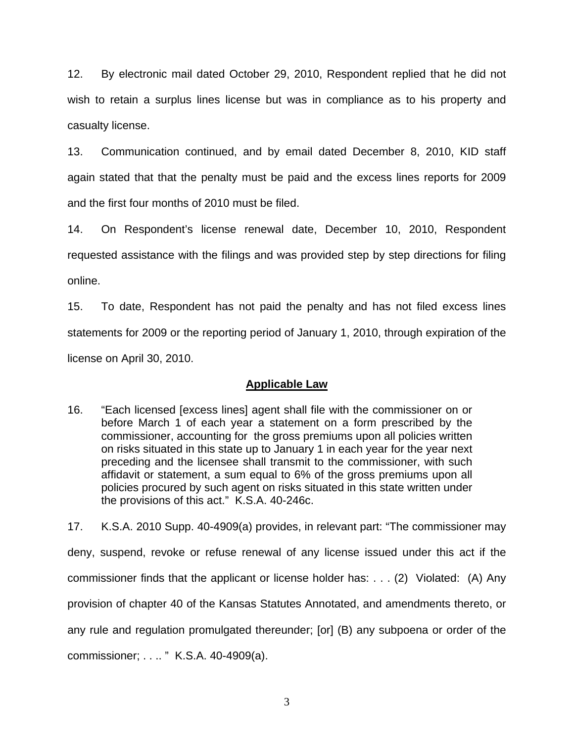12. By electronic mail dated October 29, 2010, Respondent replied that he did not wish to retain a surplus lines license but was in compliance as to his property and casualty license.

13. Communication continued, and by email dated December 8, 2010, KID staff again stated that that the penalty must be paid and the excess lines reports for 2009 and the first four months of 2010 must be filed.

14. On Respondent's license renewal date, December 10, 2010, Respondent requested assistance with the filings and was provided step by step directions for filing online.

15. To date, Respondent has not paid the penalty and has not filed excess lines statements for 2009 or the reporting period of January 1, 2010, through expiration of the license on April 30, 2010.

## Applicable Law

16. "Each licensed [excess lines] agent shall file with the commissioner on or before March 1 of each year a statement on a form prescribed by the commissioner, accounting for the gross premiums upon all policies written on risks situated in this state up to January 1 in each year for the year next preceding and the licensee shall transmit to the commissioner, with such affidavit or statement, a sum equal to 6% of the gross premiums upon all policies procured by such agent on risks situated in this state written under the provisions of this act." K.S.A. 40-246c.

17. K.S.A. 2010 Supp. 40-4909(a) provides, in relevant part: "The commissioner may deny, suspend, revoke or refuse renewal of any license issued under this act if the commissioner finds that the applicant or license holder has: . . . (2) Violated: (A) Any provision of chapter 40 of the Kansas Statutes Annotated, and amendments thereto, or any rule and regulation promulgated thereunder; [or] (B) any subpoena or order of the commissioner; . . .. " K.S.A. 40-4909(a).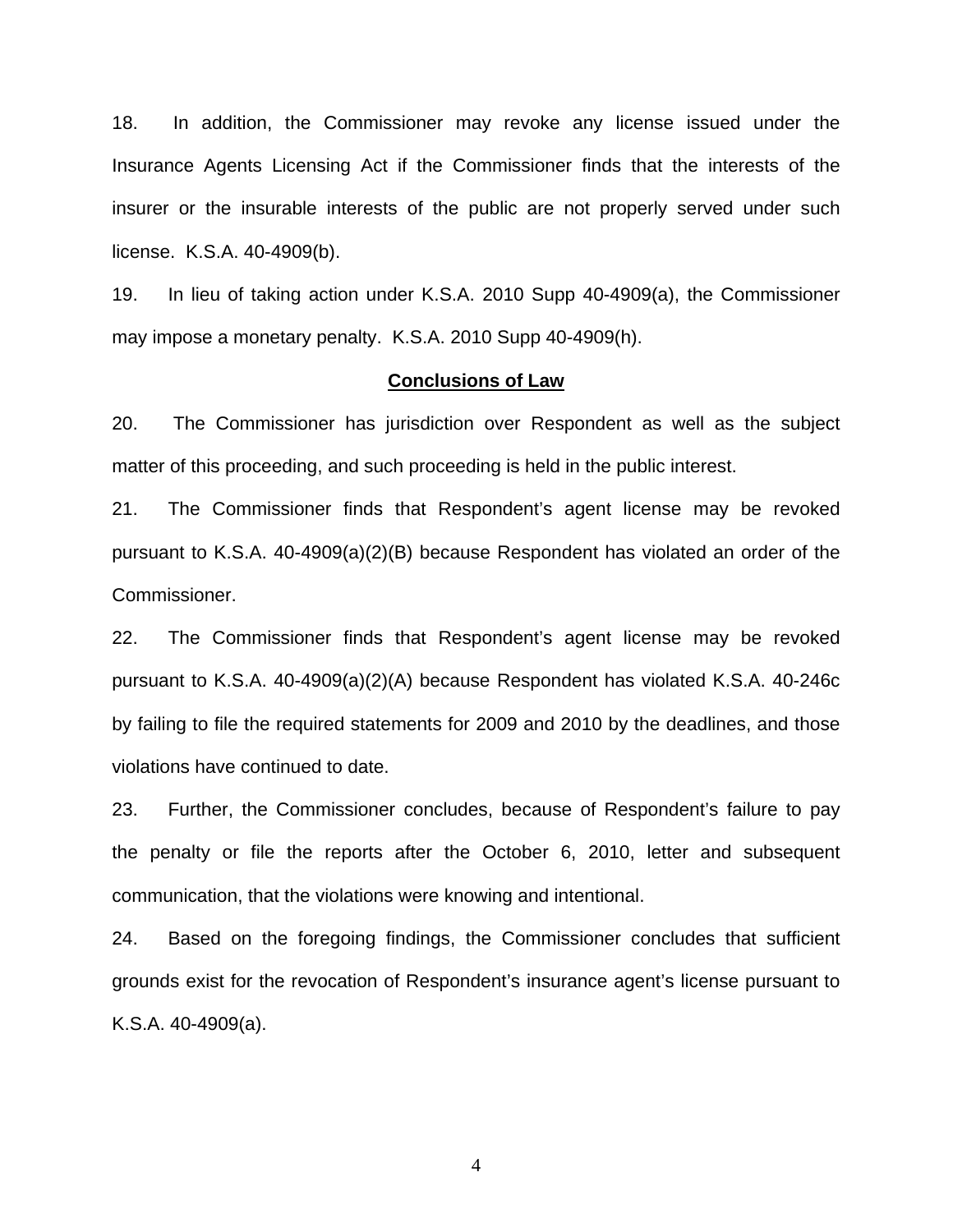18. In addition, the Commissioner may revoke any license issued under the Insurance Agents Licensing Act if the Commissioner finds that the interests of the insurer or the insurable interests of the public are not properly served under such license. K.S.A. 40-4909(b).

19. In lieu of taking action under K.S.A. 2010 Supp 40-4909(a), the Commissioner may impose a monetary penalty. K.S.A. 2010 Supp 40-4909(h).

## Conclusions of Law

20. The Commissioner has jurisdiction over Respondent as well as the subject matter of this proceeding, and such proceeding is held in the public interest.

21. The Commissioner finds that Respondent's agent license may be revoked pursuant to K.S.A. 40-4909(a)(2)(B) because Respondent has violated an order of the Commissioner.

22. The Commissioner finds that Respondent's agent license may be revoked pursuant to K.S.A. 40-4909(a)(2)(A) because Respondent has violated K.S.A. 40-246c by failing to file the required statements for 2009 and 2010 by the deadlines, and those violations have continued to date.

23. Further, the Commissioner concludes, because of Respondent's failure to pay the penalty or file the reports after the October 6, 2010, letter and subsequent communication, that the violations were knowing and intentional.

24. Based on the foregoing findings, the Commissioner concludes that sufficient grounds exist for the revocation of Respondent's insurance agent's license pursuant to K.S.A. 40-4909(a).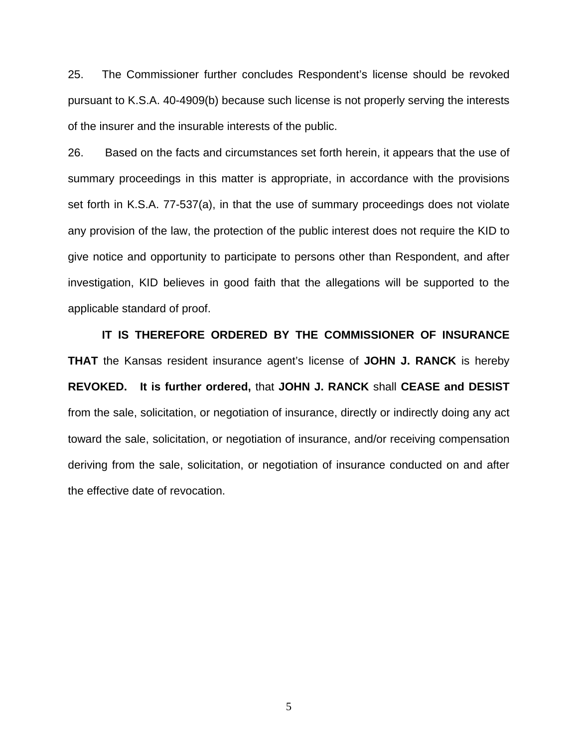25. The Commissioner further concludes Respondent's license should be revoked pursuant to K.S.A. 40-4909(b) because such license is not properly serving the interests of the insurer and the insurable interests of the public.

26. Based on the facts and circumstances set forth herein, it appears that the use of summary proceedings in this matter is appropriate, in accordance with the provisions set forth in K.S.A. 77-537(a), in that the use of summary proceedings does not violate any provision of the law, the protection of the public interest does not require the KID to give notice and opportunity to participate to persons other than Respondent, and after investigation, KID believes in good faith that the allegations will be supported to the applicable standard of proof.

**IT IS THEREFORE ORDERED BY THE COMMISSIONER OF INSURANCE THAT** the Kansas resident insurance agent's license of **JOHN J. RANCK** is hereby **REVOKED.** **It is further ordered,** that **JOHN J. RANCK** shall **CEASE and DESIST** from the sale, solicitation, or negotiation of insurance, directly or indirectly doing any act toward the sale, solicitation, or negotiation of insurance, and/or receiving compensation deriving from the sale, solicitation, or negotiation of insurance conducted on and after the effective date of revocation.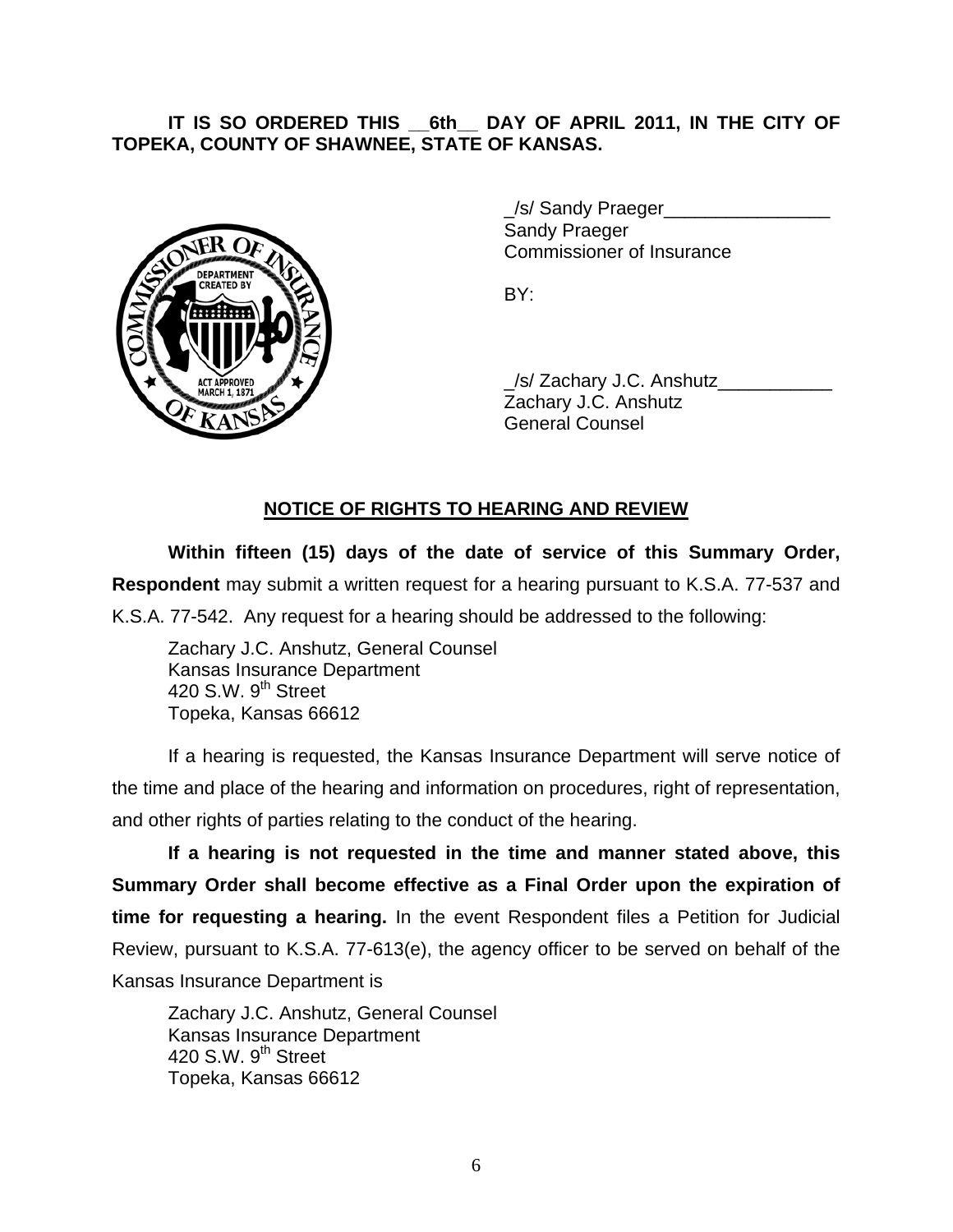**IT IS SO ORDERED THIS __6th__ DAY OF APRIL 2011, IN THE CITY OF TOPEKA, COUNTY OF SHAWNEE, STATE OF KANSAS.**

_/s/ Sandy Praeger________________
Sandy Praeger
Commissioner of Insurance

BY:

_/s/ Zachary J.C. Anshutz___________
Zachary J.C. Anshutz
General Counsel

## NOTICE OF RIGHTS TO HEARING AND REVIEW

**Within fifteen (15) days of the date of service of this Summary Order, Respondent** may submit a written request for a hearing pursuant to K.S.A. 77-537 and K.S.A. 77-542. Any request for a hearing should be addressed to the following:

Zachary J.C. Anshutz, General Counsel
Kansas Insurance Department
420 S.W. 9th Street
Topeka, Kansas 66612

If a hearing is requested, the Kansas Insurance Department will serve notice of the time and place of the hearing and information on procedures, right of representation, and other rights of parties relating to the conduct of the hearing.

**If a hearing is not requested in the time and manner stated above, this Summary Order shall become effective as a Final Order upon the expiration of time for requesting a hearing.** In the event Respondent files a Petition for Judicial Review, pursuant to K.S.A. 77-613(e), the agency officer to be served on behalf of the Kansas Insurance Department is

Zachary J.C. Anshutz, General Counsel
Kansas Insurance Department
420 S.W. 9th Street
Topeka, Kansas 66612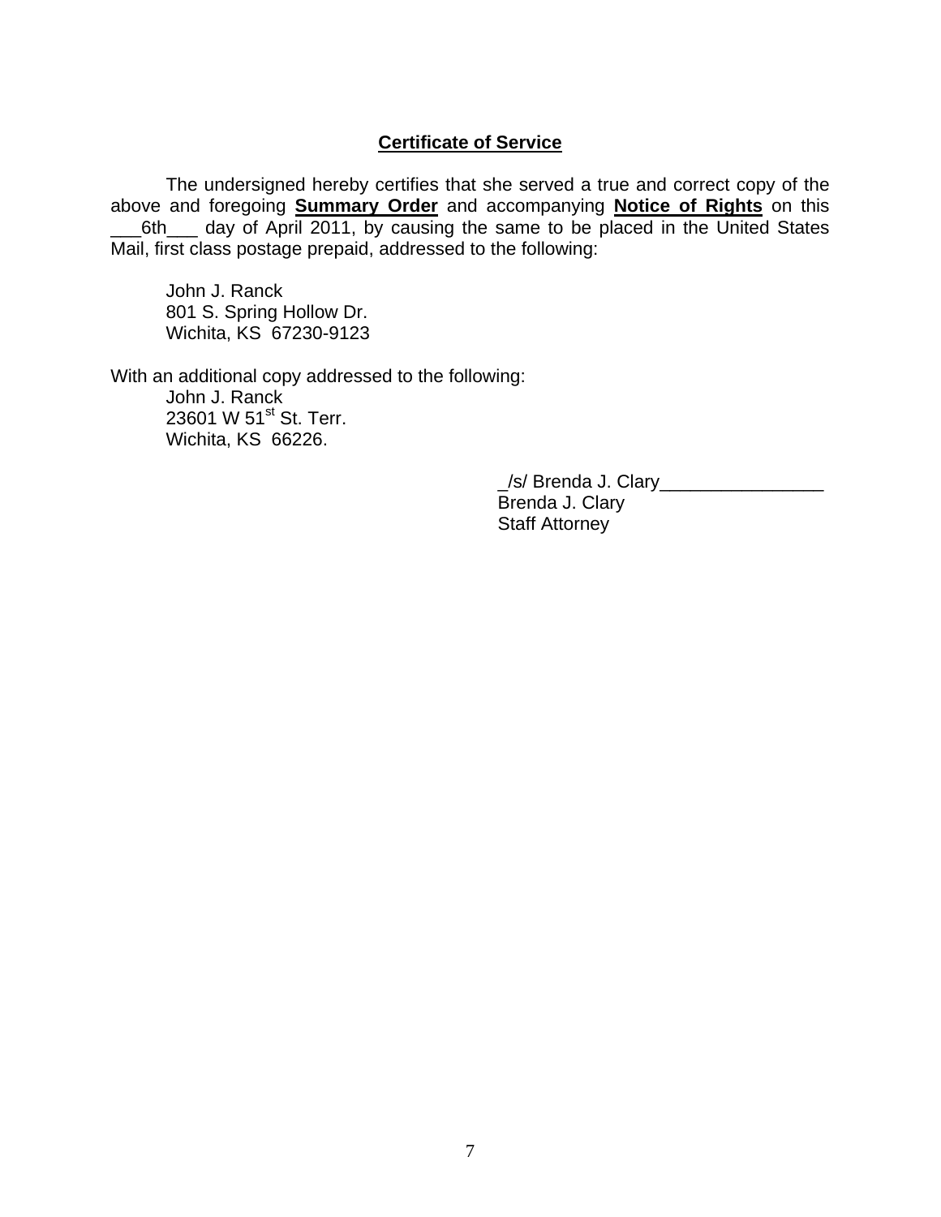**Certificate of Service**

The undersigned hereby certifies that she served a true and correct copy of the above and foregoing **Summary Order** and accompanying **Notice of Rights** on this ___6th___ day of April 2011, by causing the same to be placed in the United States Mail, first class postage prepaid, addressed to the following:

John J. Ranck
801 S. Spring Hollow Dr.
Wichita, KS 67230-9123

With an additional copy addressed to the following:
John J. Ranck
23601 W 51st St. Terr.
Wichita, KS 66226.

_/s/ Brenda J. Clary________________
Brenda J. Clary
Staff Attorney